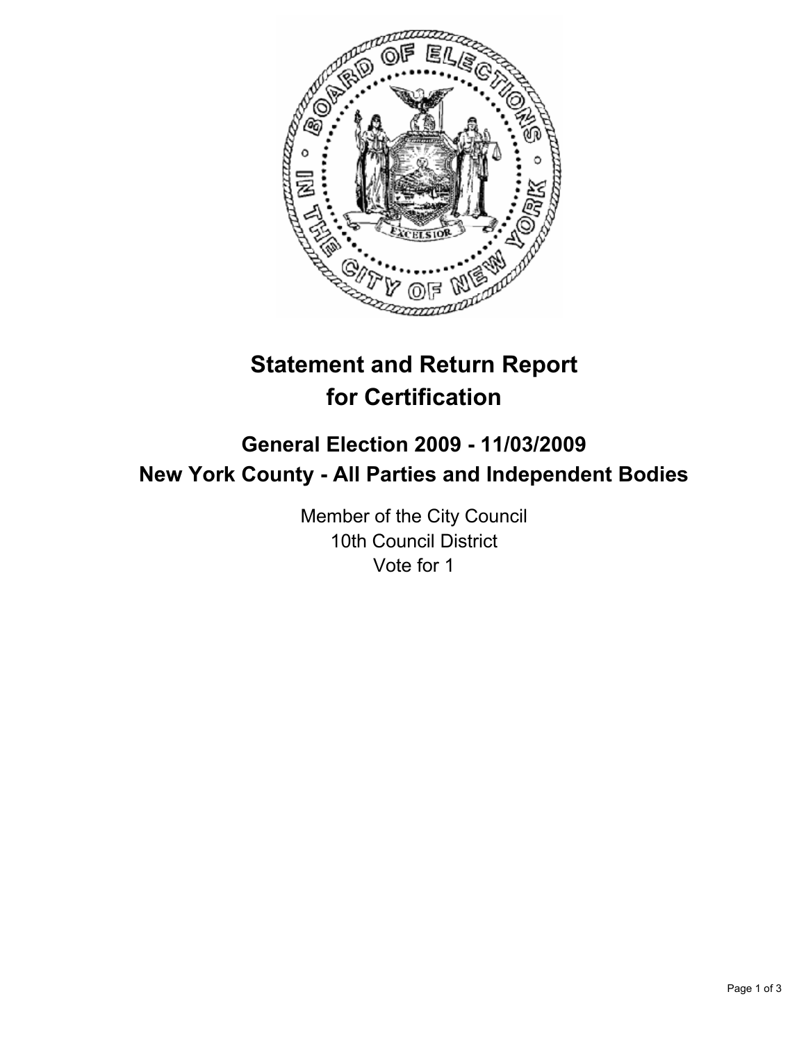# Statement and Return Report for Certification

## General Election 2009 - 11/03/2009
## New York County - All Parties and Independent Bodies

Member of the City Council
10th Council District
Vote for 1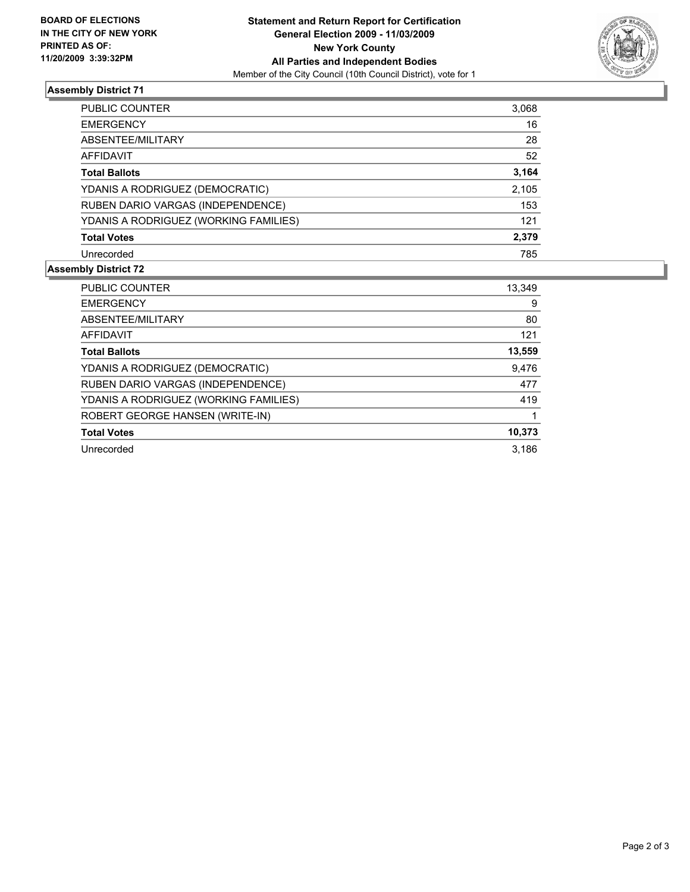**BOARD OF ELECTIONS IN THE CITY OF NEW YORK PRINTED AS OF: 11/20/2009 3:39:32PM**

**Statement and Return Report for Certification**
**General Election 2009 - 11/03/2009**
**New York County**
**All Parties and Independent Bodies**
Member of the City Council (10th Council District), vote for 1

### Assembly District 71

| | |
|---|---|
| PUBLIC COUNTER | 3,068 |
| EMERGENCY | 16 |
| ABSENTEE/MILITARY | 28 |
| AFFIDAVIT | 52 |
| **Total Ballots** | **3,164** |
| YDANIS A RODRIGUEZ (DEMOCRATIC) | 2,105 |
| RUBEN DARIO VARGAS (INDEPENDENCE) | 153 |
| YDANIS A RODRIGUEZ (WORKING FAMILIES) | 121 |
| **Total Votes** | **2,379** |
| Unrecorded | 785 |

### Assembly District 72

| | |
|---|---|
| PUBLIC COUNTER | 13,349 |
| EMERGENCY | 9 |
| ABSENTEE/MILITARY | 80 |
| AFFIDAVIT | 121 |
| **Total Ballots** | **13,559** |
| YDANIS A RODRIGUEZ (DEMOCRATIC) | 9,476 |
| RUBEN DARIO VARGAS (INDEPENDENCE) | 477 |
| YDANIS A RODRIGUEZ (WORKING FAMILIES) | 419 |
| ROBERT GEORGE HANSEN (WRITE-IN) | 1 |
| **Total Votes** | **10,373** |
| Unrecorded | 3,186 |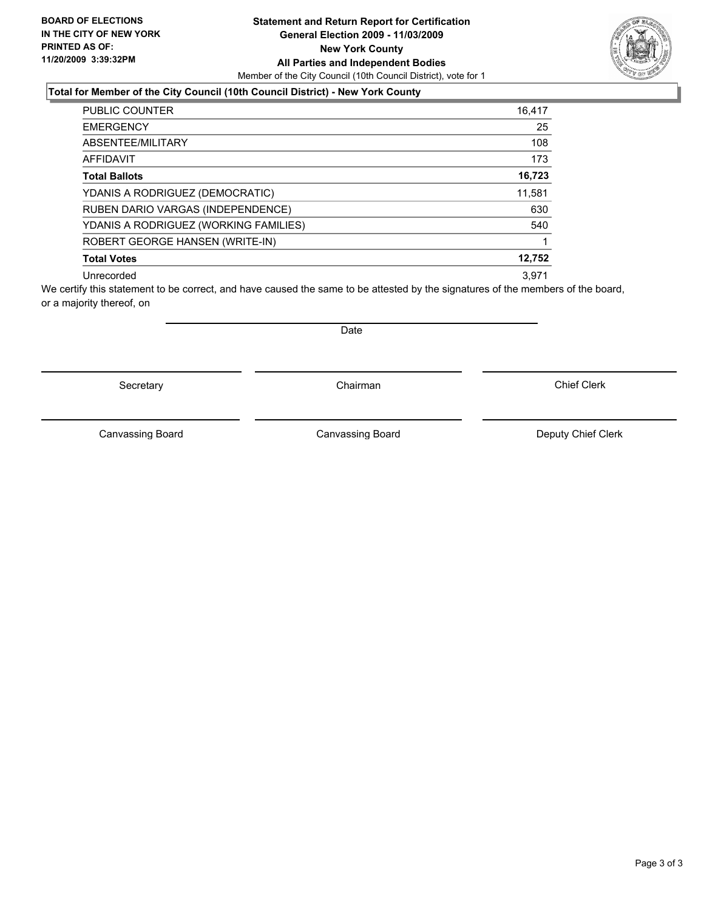**BOARD OF ELECTIONS IN THE CITY OF NEW YORK PRINTED AS OF: 11/20/2009 3:39:32PM**

**Statement and Return Report for Certification**
**General Election 2009 - 11/03/2009**
**New York County**
**All Parties and Independent Bodies**
Member of the City Council (10th Council District), vote for 1

**Total for Member of the City Council (10th Council District) - New York County**

| | |
|---|---|
| PUBLIC COUNTER | 16,417 |
| EMERGENCY | 25 |
| ABSENTEE/MILITARY | 108 |
| AFFIDAVIT | 173 |
| **Total Ballots** | **16,723** |
| YDANIS A RODRIGUEZ (DEMOCRATIC) | 11,581 |
| RUBEN DARIO VARGAS (INDEPENDENCE) | 630 |
| YDANIS A RODRIGUEZ (WORKING FAMILIES) | 540 |
| ROBERT GEORGE HANSEN (WRITE-IN) | 1 |
| **Total Votes** | **12,752** |
| Unrecorded | 3,971 |

We certify this statement to be correct, and have caused the same to be attested by the signatures of the members of the board, or a majority thereof, on

Date

Secretary | Chairman | Chief Clerk

Canvassing Board | Canvassing Board | Deputy Chief Clerk